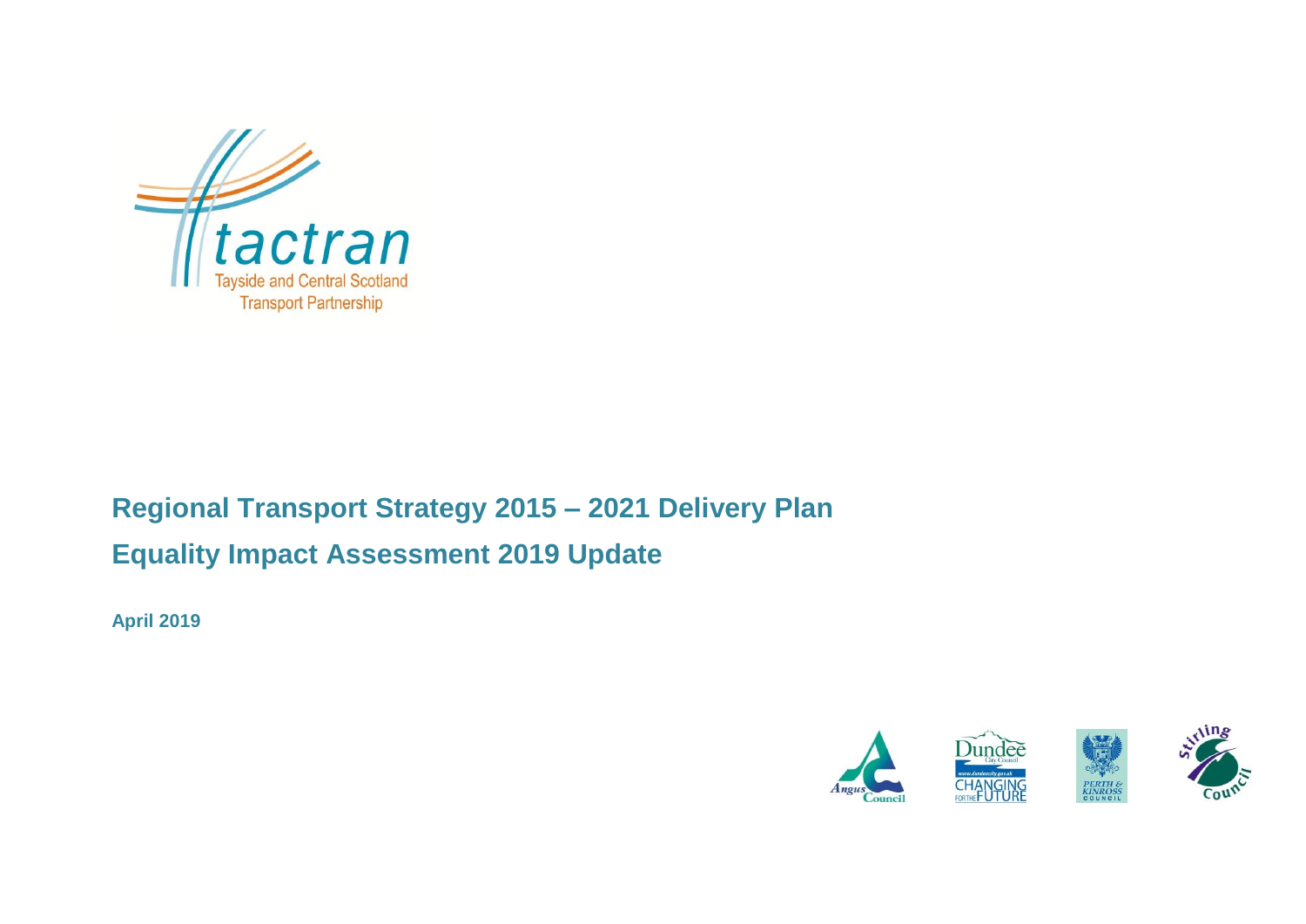tactran

Tayside and Central Scotland Transport Partnership

# Regional Transport Strategy 2015 – 2021 Delivery Plan

# Equality Impact Assessment 2019 Update

**April 2019**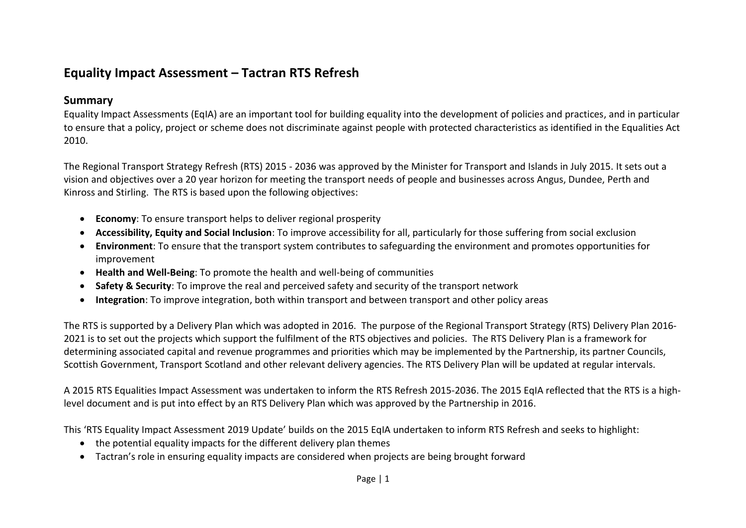# Equality Impact Assessment – Tactran RTS Refresh

## Summary

Equality Impact Assessments (EqIA) are an important tool for building equality into the development of policies and practices, and in particular to ensure that a policy, project or scheme does not discriminate against people with protected characteristics as identified in the Equalities Act 2010.

The Regional Transport Strategy Refresh (RTS) 2015 - 2036 was approved by the Minister for Transport and Islands in July 2015. It sets out a vision and objectives over a 20 year horizon for meeting the transport needs of people and businesses across Angus, Dundee, Perth and Kinross and Stirling. The RTS is based upon the following objectives:

- **Economy**: To ensure transport helps to deliver regional prosperity
- **Accessibility, Equity and Social Inclusion**: To improve accessibility for all, particularly for those suffering from social exclusion
- **Environment**: To ensure that the transport system contributes to safeguarding the environment and promotes opportunities for improvement
- **Health and Well-Being**: To promote the health and well-being of communities
- **Safety & Security**: To improve the real and perceived safety and security of the transport network
- **Integration**: To improve integration, both within transport and between transport and other policy areas

The RTS is supported by a Delivery Plan which was adopted in 2016. The purpose of the Regional Transport Strategy (RTS) Delivery Plan 2016-2021 is to set out the projects which support the fulfilment of the RTS objectives and policies. The RTS Delivery Plan is a framework for determining associated capital and revenue programmes and priorities which may be implemented by the Partnership, its partner Councils, Scottish Government, Transport Scotland and other relevant delivery agencies. The RTS Delivery Plan will be updated at regular intervals.

A 2015 RTS Equalities Impact Assessment was undertaken to inform the RTS Refresh 2015-2036. The 2015 EqIA reflected that the RTS is a high-level document and is put into effect by an RTS Delivery Plan which was approved by the Partnership in 2016.

This 'RTS Equality Impact Assessment 2019 Update' builds on the 2015 EqIA undertaken to inform RTS Refresh and seeks to highlight:

- the potential equality impacts for the different delivery plan themes
- Tactran's role in ensuring equality impacts are considered when projects are being brought forward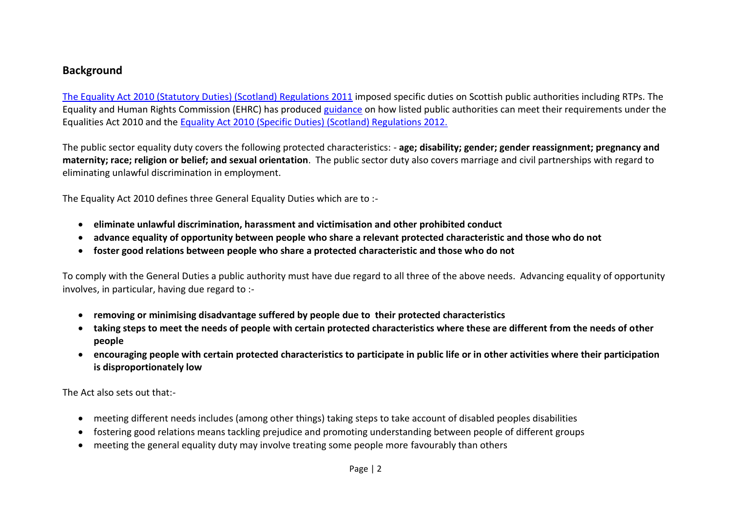## Background

[The Equality Act 2010 (Statutory Duties) (Scotland) Regulations 2011] imposed specific duties on Scottish public authorities including RTPs. The Equality and Human Rights Commission (EHRC) has produced [guidance] on how listed public authorities can meet their requirements under the Equalities Act 2010 and the [Equality Act 2010 (Specific Duties) (Scotland) Regulations 2012.]

The public sector equality duty covers the following protected characteristics: - **age; disability; gender; gender reassignment; pregnancy and maternity; race; religion or belief; and sexual orientation**. The public sector duty also covers marriage and civil partnerships with regard to eliminating unlawful discrimination in employment.

The Equality Act 2010 defines three General Equality Duties which are to :-

- **eliminate unlawful discrimination, harassment and victimisation and other prohibited conduct**
- **advance equality of opportunity between people who share a relevant protected characteristic and those who do not**
- **foster good relations between people who share a protected characteristic and those who do not**

To comply with the General Duties a public authority must have due regard to all three of the above needs. Advancing equality of opportunity involves, in particular, having due regard to :-

- **removing or minimising disadvantage suffered by people due to their protected characteristics**
- **taking steps to meet the needs of people with certain protected characteristics where these are different from the needs of other people**
- **encouraging people with certain protected characteristics to participate in public life or in other activities where their participation is disproportionately low**

The Act also sets out that:-

- meeting different needs includes (among other things) taking steps to take account of disabled peoples disabilities
- fostering good relations means tackling prejudice and promoting understanding between people of different groups
- meeting the general equality duty may involve treating some people more favourably than others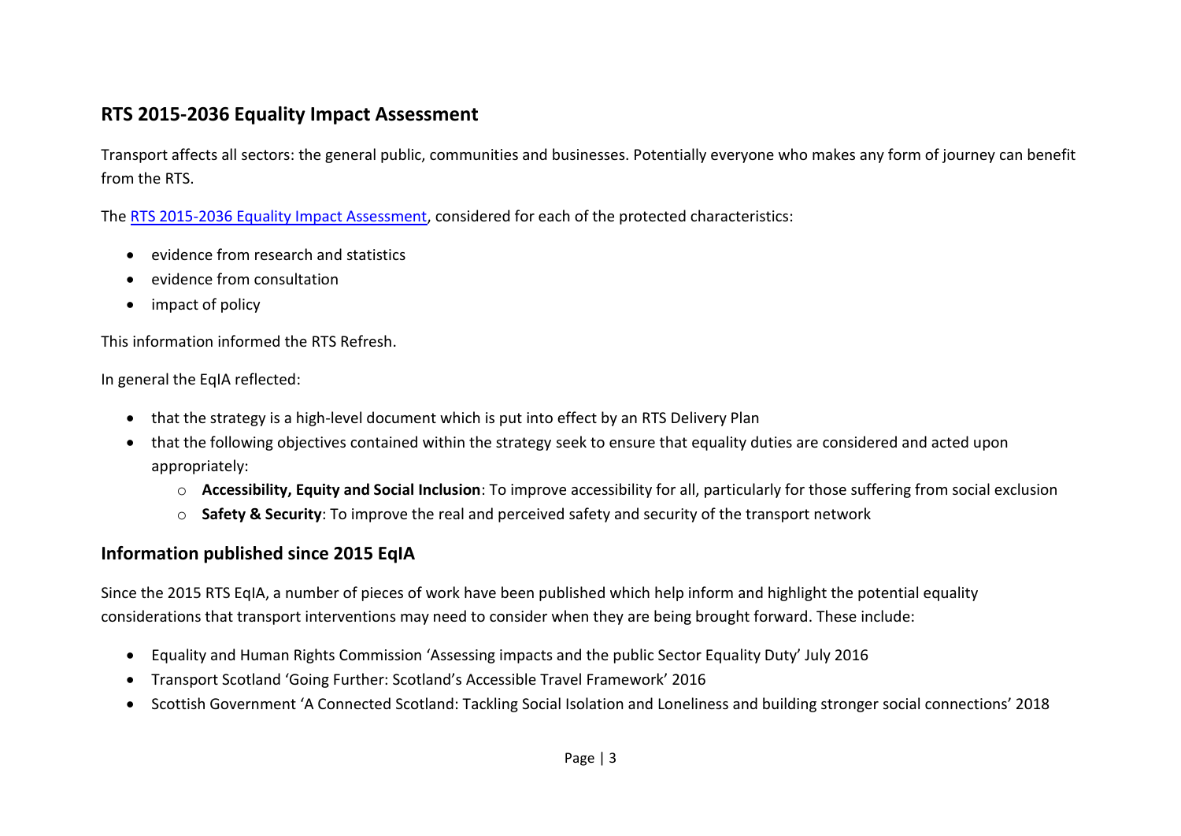## RTS 2015-2036 Equality Impact Assessment

Transport affects all sectors: the general public, communities and businesses. Potentially everyone who makes any form of journey can benefit from the RTS.

The [RTS 2015-2036 Equality Impact Assessment](), considered for each of the protected characteristics:

- evidence from research and statistics
- evidence from consultation
- impact of policy

This information informed the RTS Refresh.

In general the EqIA reflected:

- that the strategy is a high-level document which is put into effect by an RTS Delivery Plan
- that the following objectives contained within the strategy seek to ensure that equality duties are considered and acted upon appropriately:
  - **Accessibility, Equity and Social Inclusion**: To improve accessibility for all, particularly for those suffering from social exclusion
  - **Safety & Security**: To improve the real and perceived safety and security of the transport network

## Information published since 2015 EqIA

Since the 2015 RTS EqIA, a number of pieces of work have been published which help inform and highlight the potential equality considerations that transport interventions may need to consider when they are being brought forward. These include:

- Equality and Human Rights Commission 'Assessing impacts and the public Sector Equality Duty' July 2016
- Transport Scotland 'Going Further: Scotland's Accessible Travel Framework' 2016
- Scottish Government 'A Connected Scotland: Tackling Social Isolation and Loneliness and building stronger social connections' 2018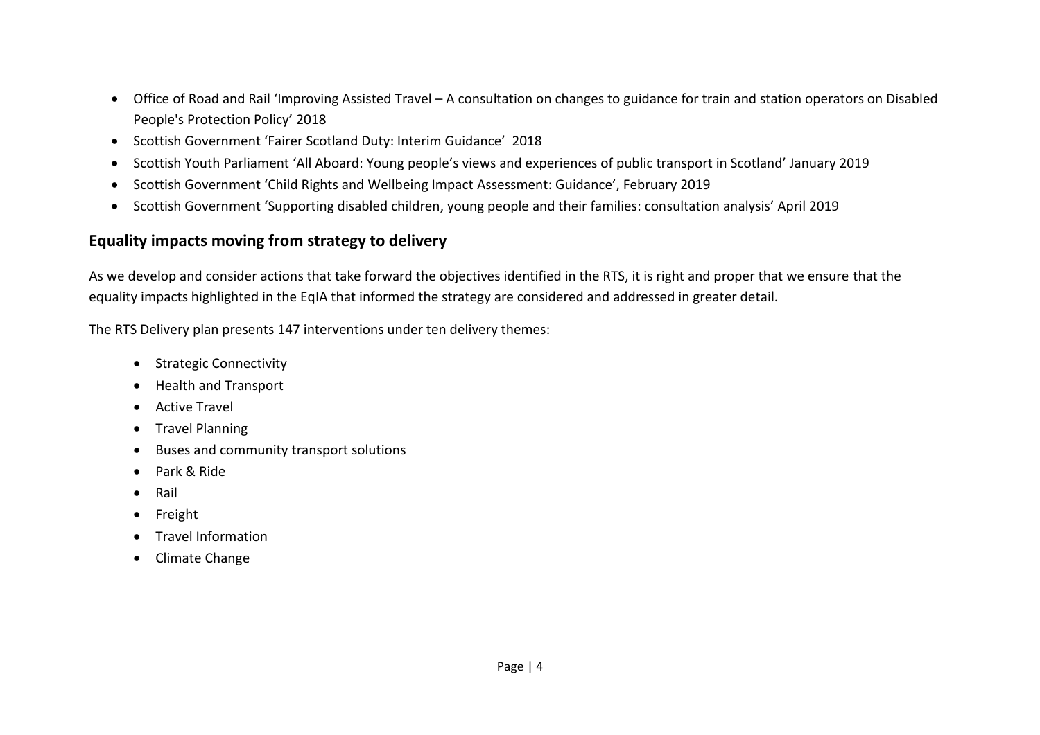- Office of Road and Rail 'Improving Assisted Travel – A consultation on changes to guidance for train and station operators on Disabled People's Protection Policy' 2018
- Scottish Government 'Fairer Scotland Duty: Interim Guidance' 2018
- Scottish Youth Parliament 'All Aboard: Young people's views and experiences of public transport in Scotland' January 2019
- Scottish Government 'Child Rights and Wellbeing Impact Assessment: Guidance', February 2019
- Scottish Government 'Supporting disabled children, young people and their families: consultation analysis' April 2019

## Equality impacts moving from strategy to delivery

As we develop and consider actions that take forward the objectives identified in the RTS, it is right and proper that we ensure that the equality impacts highlighted in the EqIA that informed the strategy are considered and addressed in greater detail.

The RTS Delivery plan presents 147 interventions under ten delivery themes:

- Strategic Connectivity
- Health and Transport
- Active Travel
- Travel Planning
- Buses and community transport solutions
- Park & Ride
- Rail
- Freight
- Travel Information
- Climate Change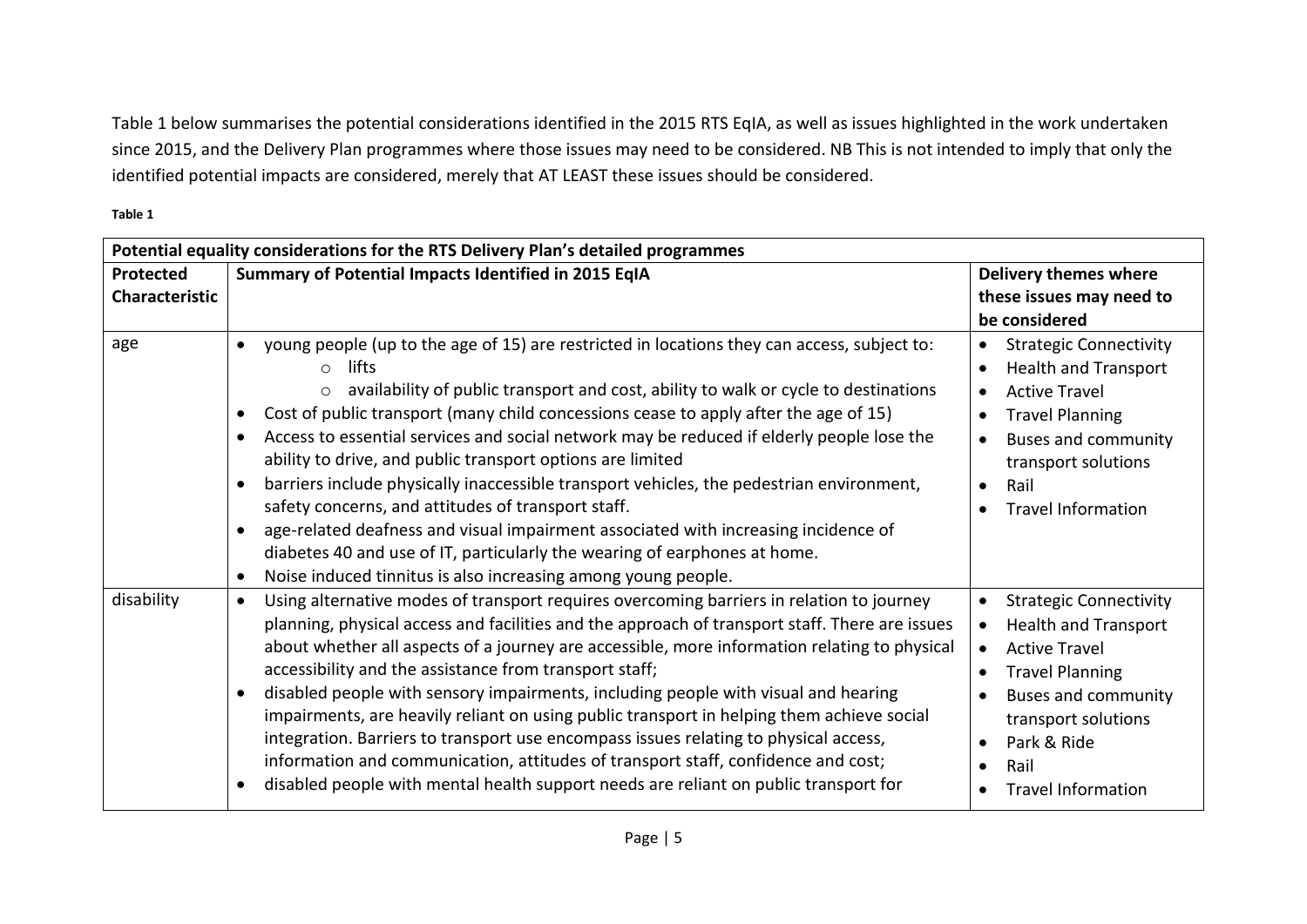Table 1 below summarises the potential considerations identified in the 2015 RTS EqIA, as well as issues highlighted in the work undertaken since 2015, and the Delivery Plan programmes where those issues may need to be considered. NB This is not intended to imply that only the identified potential impacts are considered, merely that AT LEAST these issues should be considered.

**Table 1**

| **Potential equality considerations for the RTS Delivery Plan's detailed programmes** | | |
|---|---|---|
| **Protected Characteristic** | **Summary of Potential Impacts Identified in 2015 EqIA** | **Delivery themes where these issues may need to be considered** |
| age | • young people (up to the age of 15) are restricted in locations they can access, subject to:<br>  ○ lifts<br>  ○ availability of public transport and cost, ability to walk or cycle to destinations<br>• Cost of public transport (many child concessions cease to apply after the age of 15)<br>• Access to essential services and social network may be reduced if elderly people lose the ability to drive, and public transport options are limited<br>• barriers include physically inaccessible transport vehicles, the pedestrian environment, safety concerns, and attitudes of transport staff.<br>• age-related deafness and visual impairment associated with increasing incidence of diabetes 40 and use of IT, particularly the wearing of earphones at home.<br>• Noise induced tinnitus is also increasing among young people. | • Strategic Connectivity<br>• Health and Transport<br>• Active Travel<br>• Travel Planning<br>• Buses and community transport solutions<br>• Rail<br>• Travel Information |
| disability | • Using alternative modes of transport requires overcoming barriers in relation to journey planning, physical access and facilities and the approach of transport staff. There are issues about whether all aspects of a journey are accessible, more information relating to physical accessibility and the assistance from transport staff;<br>• disabled people with sensory impairments, including people with visual and hearing impairments, are heavily reliant on using public transport in helping them achieve social integration. Barriers to transport use encompass issues relating to physical access, information and communication, attitudes of transport staff, confidence and cost;<br>• disabled people with mental health support needs are reliant on public transport for | • Strategic Connectivity<br>• Health and Transport<br>• Active Travel<br>• Travel Planning<br>• Buses and community transport solutions<br>• Park & Ride<br>• Rail<br>• Travel Information |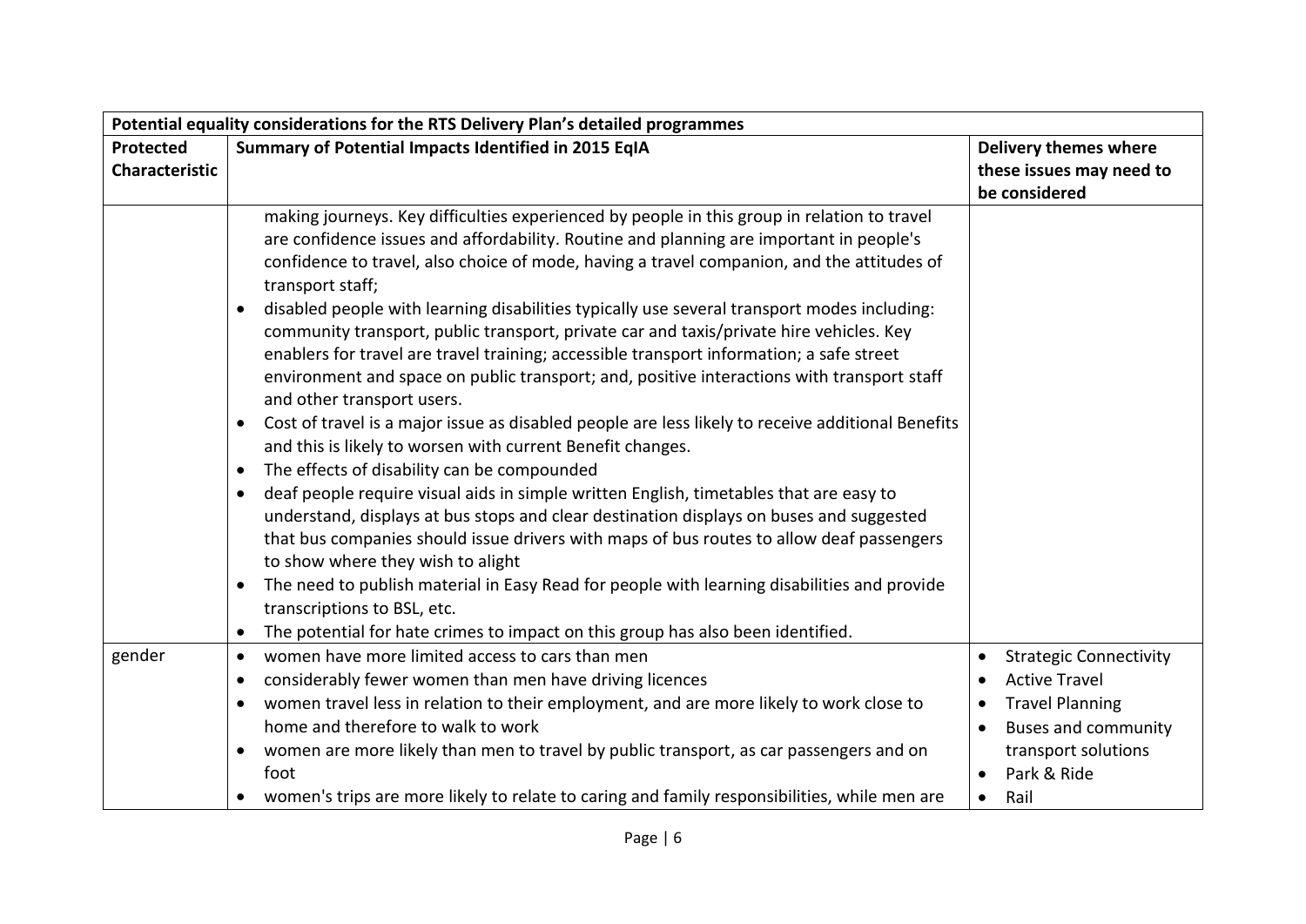| Potential equality considerations for the RTS Delivery Plan's detailed programmes | | |
|---|---|---|
| **Protected Characteristic** | **Summary of Potential Impacts Identified in 2015 EqIA** | **Delivery themes where these issues may need to be considered** |
| | making journeys. Key difficulties experienced by people in this group in relation to travel are confidence issues and affordability. Routine and planning are important in people's confidence to travel, also choice of mode, having a travel companion, and the attitudes of transport staff;<br>• disabled people with learning disabilities typically use several transport modes including: community transport, public transport, private car and taxis/private hire vehicles. Key enablers for travel are travel training; accessible transport information; a safe street environment and space on public transport; and, positive interactions with transport staff and other transport users.<br>• Cost of travel is a major issue as disabled people are less likely to receive additional Benefits and this is likely to worsen with current Benefit changes.<br>• The effects of disability can be compounded<br>• deaf people require visual aids in simple written English, timetables that are easy to understand, displays at bus stops and clear destination displays on buses and suggested that bus companies should issue drivers with maps of bus routes to allow deaf passengers to show where they wish to alight<br>• The need to publish material in Easy Read for people with learning disabilities and provide transcriptions to BSL, etc.<br>• The potential for hate crimes to impact on this group has also been identified. | |
| gender | • women have more limited access to cars than men<br>• considerably fewer women than men have driving licences<br>• women travel less in relation to their employment, and are more likely to work close to home and therefore to walk to work<br>• women are more likely than men to travel by public transport, as car passengers and on foot<br>• women's trips are more likely to relate to caring and family responsibilities, while men are | • Strategic Connectivity<br>• Active Travel<br>• Travel Planning<br>• Buses and community transport solutions<br>• Park & Ride<br>• Rail |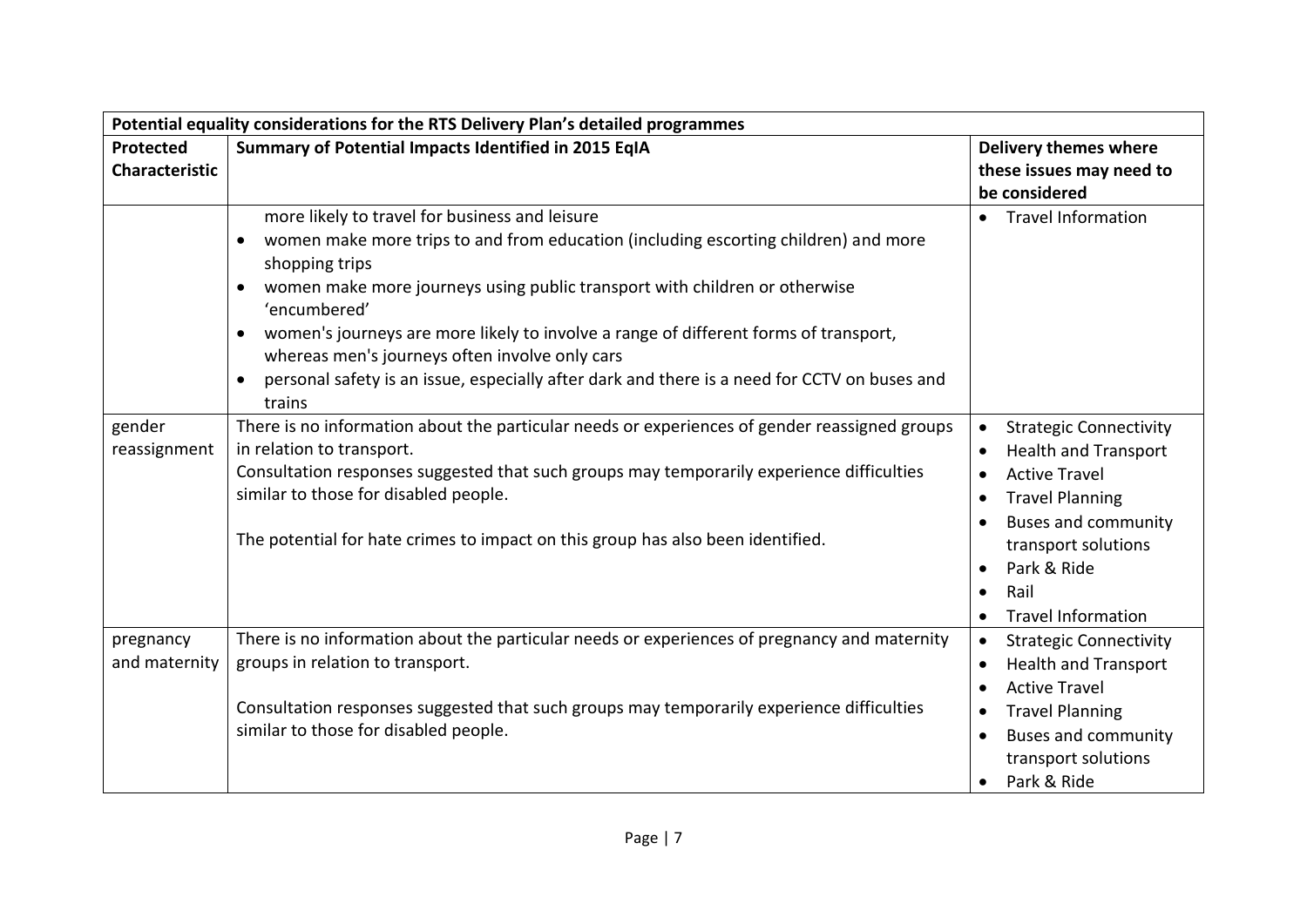| Potential equality considerations for the RTS Delivery Plan's detailed programmes | | |
|---|---|---|
| **Protected Characteristic** | **Summary of Potential Impacts Identified in 2015 EqIA** | **Delivery themes where these issues may need to be considered** |
| | more likely to travel for business and leisure<br>• women make more trips to and from education (including escorting children) and more shopping trips<br>• women make more journeys using public transport with children or otherwise 'encumbered'<br>• women's journeys are more likely to involve a range of different forms of transport, whereas men's journeys often involve only cars<br>• personal safety is an issue, especially after dark and there is a need for CCTV on buses and trains | • Travel Information |
| gender reassignment | There is no information about the particular needs or experiences of gender reassigned groups in relation to transport.<br>Consultation responses suggested that such groups may temporarily experience difficulties similar to those for disabled people.<br><br>The potential for hate crimes to impact on this group has also been identified. | • Strategic Connectivity<br>• Health and Transport<br>• Active Travel<br>• Travel Planning<br>• Buses and community transport solutions<br>• Park & Ride<br>• Rail<br>• Travel Information |
| pregnancy and maternity | There is no information about the particular needs or experiences of pregnancy and maternity groups in relation to transport.<br><br>Consultation responses suggested that such groups may temporarily experience difficulties similar to those for disabled people. | • Strategic Connectivity<br>• Health and Transport<br>• Active Travel<br>• Travel Planning<br>• Buses and community transport solutions<br>• Park & Ride |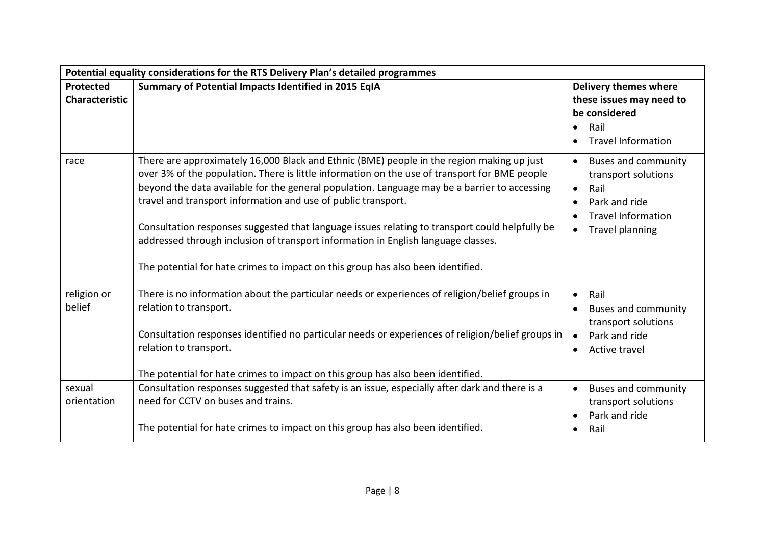| Potential equality considerations for the RTS Delivery Plan's detailed programmes | | |
|---|---|---|
| **Protected Characteristic** | **Summary of Potential Impacts Identified in 2015 EqIA** | **Delivery themes where these issues may need to be considered** |
| | | • Rail<br>• Travel Information |
| race | There are approximately 16,000 Black and Ethnic (BME) people in the region making up just over 3% of the population. There is little information on the use of transport for BME people beyond the data available for the general population. Language may be a barrier to accessing travel and transport information and use of public transport.<br><br>Consultation responses suggested that language issues relating to transport could helpfully be addressed through inclusion of transport information in English language classes.<br><br>The potential for hate crimes to impact on this group has also been identified. | • Buses and community transport solutions<br>• Rail<br>• Park and ride<br>• Travel Information<br>• Travel planning |
| religion or belief | There is no information about the particular needs or experiences of religion/belief groups in relation to transport.<br><br>Consultation responses identified no particular needs or experiences of religion/belief groups in relation to transport.<br><br>The potential for hate crimes to impact on this group has also been identified. | • Rail<br>• Buses and community transport solutions<br>• Park and ride<br>• Active travel |
| sexual orientation | Consultation responses suggested that safety is an issue, especially after dark and there is a need for CCTV on buses and trains.<br><br>The potential for hate crimes to impact on this group has also been identified. | • Buses and community transport solutions<br>• Park and ride<br>• Rail |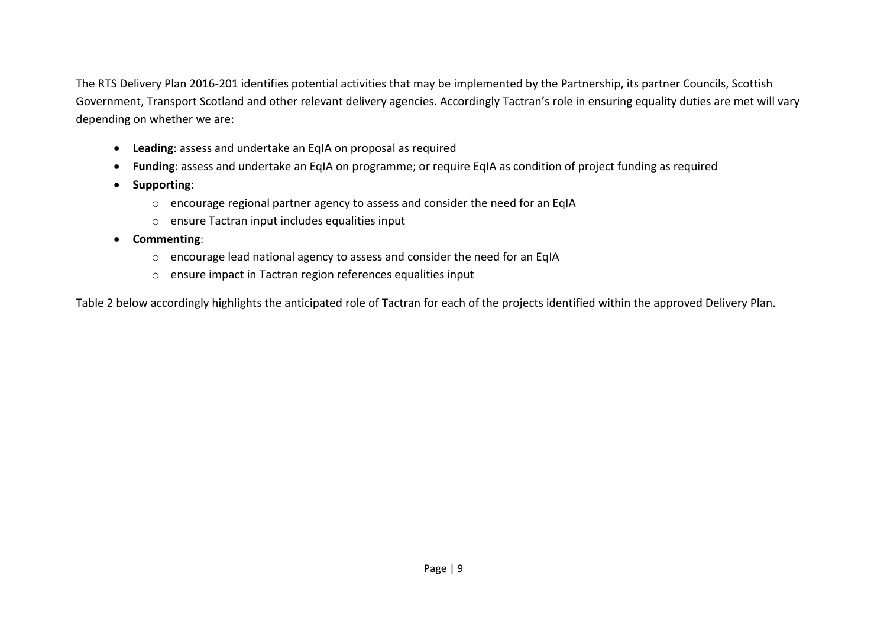The RTS Delivery Plan 2016-201 identifies potential activities that may be implemented by the Partnership, its partner Councils, Scottish Government, Transport Scotland and other relevant delivery agencies. Accordingly Tactran's role in ensuring equality duties are met will vary depending on whether we are:

- **Leading**: assess and undertake an EqIA on proposal as required
- **Funding**: assess and undertake an EqIA on programme; or require EqIA as condition of project funding as required
- **Supporting**:
  - encourage regional partner agency to assess and consider the need for an EqIA
  - ensure Tactran input includes equalities input
- **Commenting**:
  - encourage lead national agency to assess and consider the need for an EqIA
  - ensure impact in Tactran region references equalities input

Table 2 below accordingly highlights the anticipated role of Tactran for each of the projects identified within the approved Delivery Plan.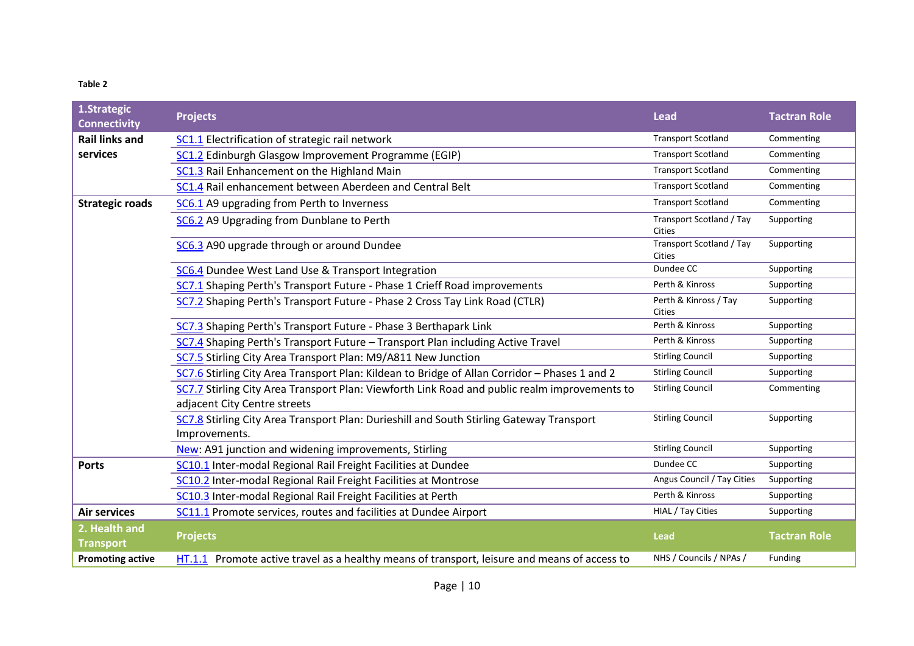**Table 2**

| 1.Strategic Connectivity | Projects | Lead | Tactran Role |
|---|---|---|---|
| **Rail links and services** | SC1.1 Electrification of strategic rail network | Transport Scotland | Commenting |
| | SC1.2 Edinburgh Glasgow Improvement Programme (EGIP) | Transport Scotland | Commenting |
| | SC1.3 Rail Enhancement on the Highland Main | Transport Scotland | Commenting |
| | SC1.4 Rail enhancement between Aberdeen and Central Belt | Transport Scotland | Commenting |
| **Strategic roads** | SC6.1 A9 upgrading from Perth to Inverness | Transport Scotland | Commenting |
| | SC6.2 A9 Upgrading from Dunblane to Perth | Transport Scotland / Tay Cities | Supporting |
| | SC6.3 A90 upgrade through or around Dundee | Transport Scotland / Tay Cities | Supporting |
| | SC6.4 Dundee West Land Use & Transport Integration | Dundee CC | Supporting |
| | SC7.1 Shaping Perth's Transport Future - Phase 1 Crieff Road improvements | Perth & Kinross | Supporting |
| | SC7.2 Shaping Perth's Transport Future - Phase 2 Cross Tay Link Road (CTLR) | Perth & Kinross / Tay Cities | Supporting |
| | SC7.3 Shaping Perth's Transport Future - Phase 3 Berthapark Link | Perth & Kinross | Supporting |
| | SC7.4 Shaping Perth's Transport Future – Transport Plan including Active Travel | Perth & Kinross | Supporting |
| | SC7.5 Stirling City Area Transport Plan: M9/A811 New Junction | Stirling Council | Supporting |
| | SC7.6 Stirling City Area Transport Plan: Kildean to Bridge of Allan Corridor – Phases 1 and 2 | Stirling Council | Supporting |
| | SC7.7 Stirling City Area Transport Plan: Viewforth Link Road and public realm improvements to adjacent City Centre streets | Stirling Council | Commenting |
| | SC7.8 Stirling City Area Transport Plan: Durieshill and South Stirling Gateway Transport Improvements. | Stirling Council | Supporting |
| | New: A91 junction and widening improvements, Stirling | Stirling Council | Supporting |
| **Ports** | SC10.1 Inter-modal Regional Rail Freight Facilities at Dundee | Dundee CC | Supporting |
| | SC10.2 Inter-modal Regional Rail Freight Facilities at Montrose | Angus Council / Tay Cities | Supporting |
| | SC10.3 Inter-modal Regional Rail Freight Facilities at Perth | Perth & Kinross | Supporting |
| **Air services** | SC11.1 Promote services, routes and facilities at Dundee Airport | HIAL / Tay Cities | Supporting |
| **2. Health and Transport** | **Projects** | **Lead** | **Tactran Role** |
| **Promoting active** | HT.1.1 Promote active travel as a healthy means of transport, leisure and means of access to | NHS / Councils / NPAs / | Funding |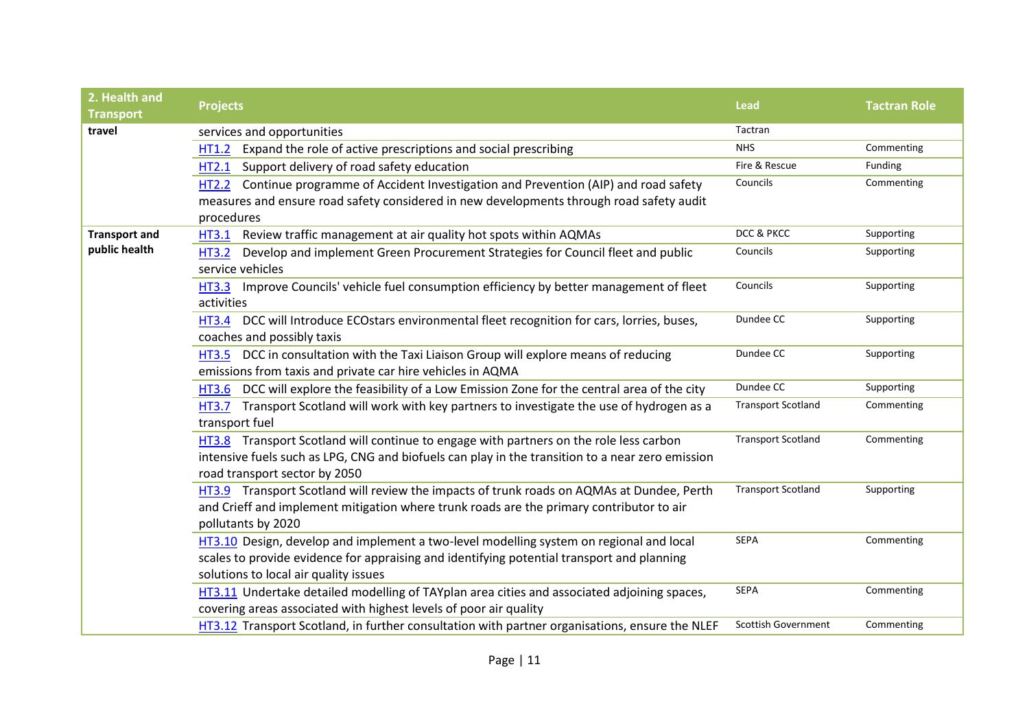| 2. Health and Transport | Projects | Lead | Tactran Role |
|---|---|---|---|
| travel | services and opportunities | Tactran | |
| | HT1.2 Expand the role of active prescriptions and social prescribing | NHS | Commenting |
| | HT2.1 Support delivery of road safety education | Fire & Rescue | Funding |
| | HT2.2 Continue programme of Accident Investigation and Prevention (AIP) and road safety measures and ensure road safety considered in new developments through road safety audit procedures | Councils | Commenting |
| Transport and public health | HT3.1 Review traffic management at air quality hot spots within AQMAs | DCC & PKCC | Supporting |
| | HT3.2 Develop and implement Green Procurement Strategies for Council fleet and public service vehicles | Councils | Supporting |
| | HT3.3 Improve Councils' vehicle fuel consumption efficiency by better management of fleet activities | Councils | Supporting |
| | HT3.4 DCC will Introduce ECOstars environmental fleet recognition for cars, lorries, buses, coaches and possibly taxis | Dundee CC | Supporting |
| | HT3.5 DCC in consultation with the Taxi Liaison Group will explore means of reducing emissions from taxis and private car hire vehicles in AQMA | Dundee CC | Supporting |
| | HT3.6 DCC will explore the feasibility of a Low Emission Zone for the central area of the city | Dundee CC | Supporting |
| | HT3.7 Transport Scotland will work with key partners to investigate the use of hydrogen as a transport fuel | Transport Scotland | Commenting |
| | HT3.8 Transport Scotland will continue to engage with partners on the role less carbon intensive fuels such as LPG, CNG and biofuels can play in the transition to a near zero emission road transport sector by 2050 | Transport Scotland | Commenting |
| | HT3.9 Transport Scotland will review the impacts of trunk roads on AQMAs at Dundee, Perth and Crieff and implement mitigation where trunk roads are the primary contributor to air pollutants by 2020 | Transport Scotland | Supporting |
| | HT3.10 Design, develop and implement a two-level modelling system on regional and local scales to provide evidence for appraising and identifying potential transport and planning solutions to local air quality issues | SEPA | Commenting |
| | HT3.11 Undertake detailed modelling of TAYplan area cities and associated adjoining spaces, covering areas associated with highest levels of poor air quality | SEPA | Commenting |
| | HT3.12 Transport Scotland, in further consultation with partner organisations, ensure the NLEF | Scottish Government | Commenting |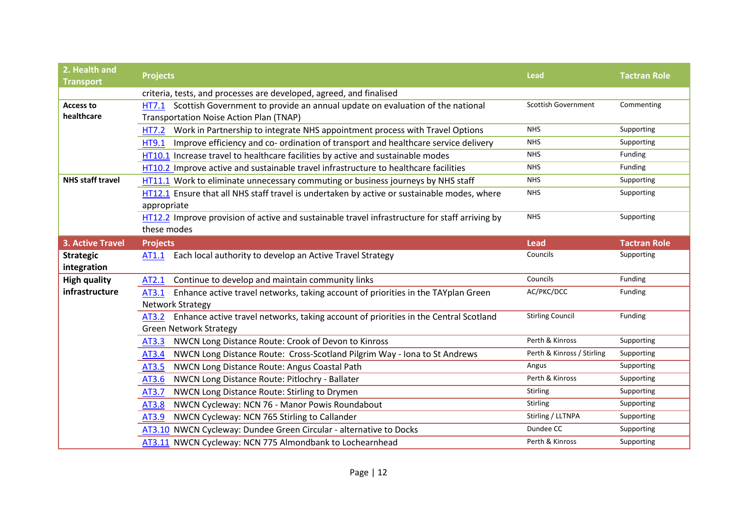| 2. Health and Transport | Projects | Lead | Tactran Role |
|---|---|---|---|
| | criteria, tests, and processes are developed, agreed, and finalised | | |
| **Access to healthcare** | HT7.1 Scottish Government to provide an annual update on evaluation of the national Transportation Noise Action Plan (TNAP) | Scottish Government | Commenting |
| | HT7.2 Work in Partnership to integrate NHS appointment process with Travel Options | NHS | Supporting |
| | HT9.1 Improve efficiency and co- ordination of transport and healthcare service delivery | NHS | Supporting |
| | HT10.1 Increase travel to healthcare facilities by active and sustainable modes | NHS | Funding |
| | HT10.2 Improve active and sustainable travel infrastructure to healthcare facilities | NHS | Funding |
| **NHS staff travel** | HT11.1 Work to eliminate unnecessary commuting or business journeys by NHS staff | NHS | Supporting |
| | HT12.1 Ensure that all NHS staff travel is undertaken by active or sustainable modes, where appropriate | NHS | Supporting |
| | HT12.2 Improve provision of active and sustainable travel infrastructure for staff arriving by these modes | NHS | Supporting |

| 3. Active Travel | Projects | Lead | Tactran Role |
|---|---|---|---|
| **Strategic integration** | AT1.1 Each local authority to develop an Active Travel Strategy | Councils | Supporting |
| **High quality infrastructure** | AT2.1 Continue to develop and maintain community links | Councils | Funding |
| | AT3.1 Enhance active travel networks, taking account of priorities in the TAYplan Green Network Strategy | AC/PKC/DCC | Funding |
| | AT3.2 Enhance active travel networks, taking account of priorities in the Central Scotland Green Network Strategy | Stirling Council | Funding |
| | AT3.3 NWCN Long Distance Route: Crook of Devon to Kinross | Perth & Kinross | Supporting |
| | AT3.4 NWCN Long Distance Route: Cross-Scotland Pilgrim Way - Iona to St Andrews | Perth & Kinross / Stirling | Supporting |
| | AT3.5 NWCN Long Distance Route: Angus Coastal Path | Angus | Supporting |
| | AT3.6 NWCN Long Distance Route: Pitlochry - Ballater | Perth & Kinross | Supporting |
| | AT3.7 NWCN Long Distance Route: Stirling to Drymen | Stirling | Supporting |
| | AT3.8 NWCN Cycleway: NCN 76 - Manor Powis Roundabout | Stirling | Supporting |
| | AT3.9 NWCN Cycleway: NCN 765 Stirling to Callander | Stirling / LLTNPA | Supporting |
| | AT3.10 NWCN Cycleway: Dundee Green Circular - alternative to Docks | Dundee CC | Supporting |
| | AT3.11 NWCN Cycleway: NCN 775 Almondbank to Lochearnhead | Perth & Kinross | Supporting |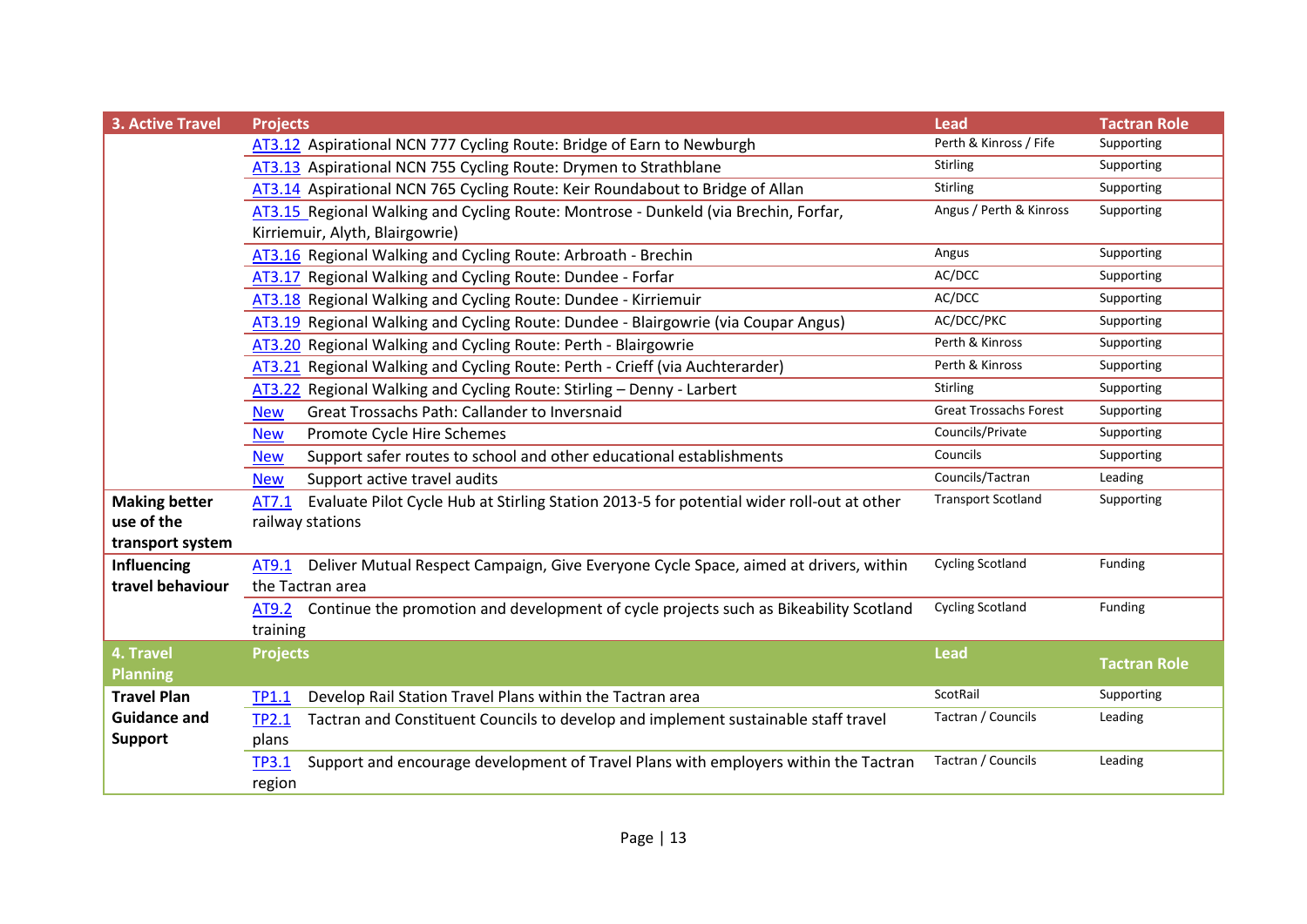| 3. Active Travel | Projects | Lead | Tactran Role |
|---|---|---|---|
| | AT3.12 Aspirational NCN 777 Cycling Route: Bridge of Earn to Newburgh | Perth & Kinross / Fife | Supporting |
| | AT3.13 Aspirational NCN 755 Cycling Route: Drymen to Strathblane | Stirling | Supporting |
| | AT3.14 Aspirational NCN 765 Cycling Route: Keir Roundabout to Bridge of Allan | Stirling | Supporting |
| | AT3.15 Regional Walking and Cycling Route: Montrose - Dunkeld (via Brechin, Forfar, Kirriemuir, Alyth, Blairgowrie) | Angus / Perth & Kinross | Supporting |
| | AT3.16 Regional Walking and Cycling Route: Arbroath - Brechin | Angus | Supporting |
| | AT3.17 Regional Walking and Cycling Route: Dundee - Forfar | AC/DCC | Supporting |
| | AT3.18 Regional Walking and Cycling Route: Dundee - Kirriemuir | AC/DCC | Supporting |
| | AT3.19 Regional Walking and Cycling Route: Dundee - Blairgowrie (via Coupar Angus) | AC/DCC/PKC | Supporting |
| | AT3.20 Regional Walking and Cycling Route: Perth - Blairgowrie | Perth & Kinross | Supporting |
| | AT3.21 Regional Walking and Cycling Route: Perth - Crieff (via Auchterarder) | Perth & Kinross | Supporting |
| | AT3.22 Regional Walking and Cycling Route: Stirling – Denny - Larbert | Stirling | Supporting |
| | New Great Trossachs Path: Callander to Inversnaid | Great Trossachs Forest | Supporting |
| | New Promote Cycle Hire Schemes | Councils/Private | Supporting |
| | New Support safer routes to school and other educational establishments | Councils | Supporting |
| | New Support active travel audits | Councils/Tactran | Leading |
| **Making better use of the transport system** | AT7.1 Evaluate Pilot Cycle Hub at Stirling Station 2013-5 for potential wider roll-out at other railway stations | Transport Scotland | Supporting |
| **Influencing travel behaviour** | AT9.1 Deliver Mutual Respect Campaign, Give Everyone Cycle Space, aimed at drivers, within the Tactran area | Cycling Scotland | Funding |
| | AT9.2 Continue the promotion and development of cycle projects such as Bikeability Scotland training | Cycling Scotland | Funding |
| **4. Travel Planning** | **Projects** | **Lead** | **Tactran Role** |
| **Travel Plan Guidance and Support** | TP1.1 Develop Rail Station Travel Plans within the Tactran area | ScotRail | Supporting |
| | TP2.1 Tactran and Constituent Councils to develop and implement sustainable staff travel plans | Tactran / Councils | Leading |
| | TP3.1 Support and encourage development of Travel Plans with employers within the Tactran region | Tactran / Councils | Leading |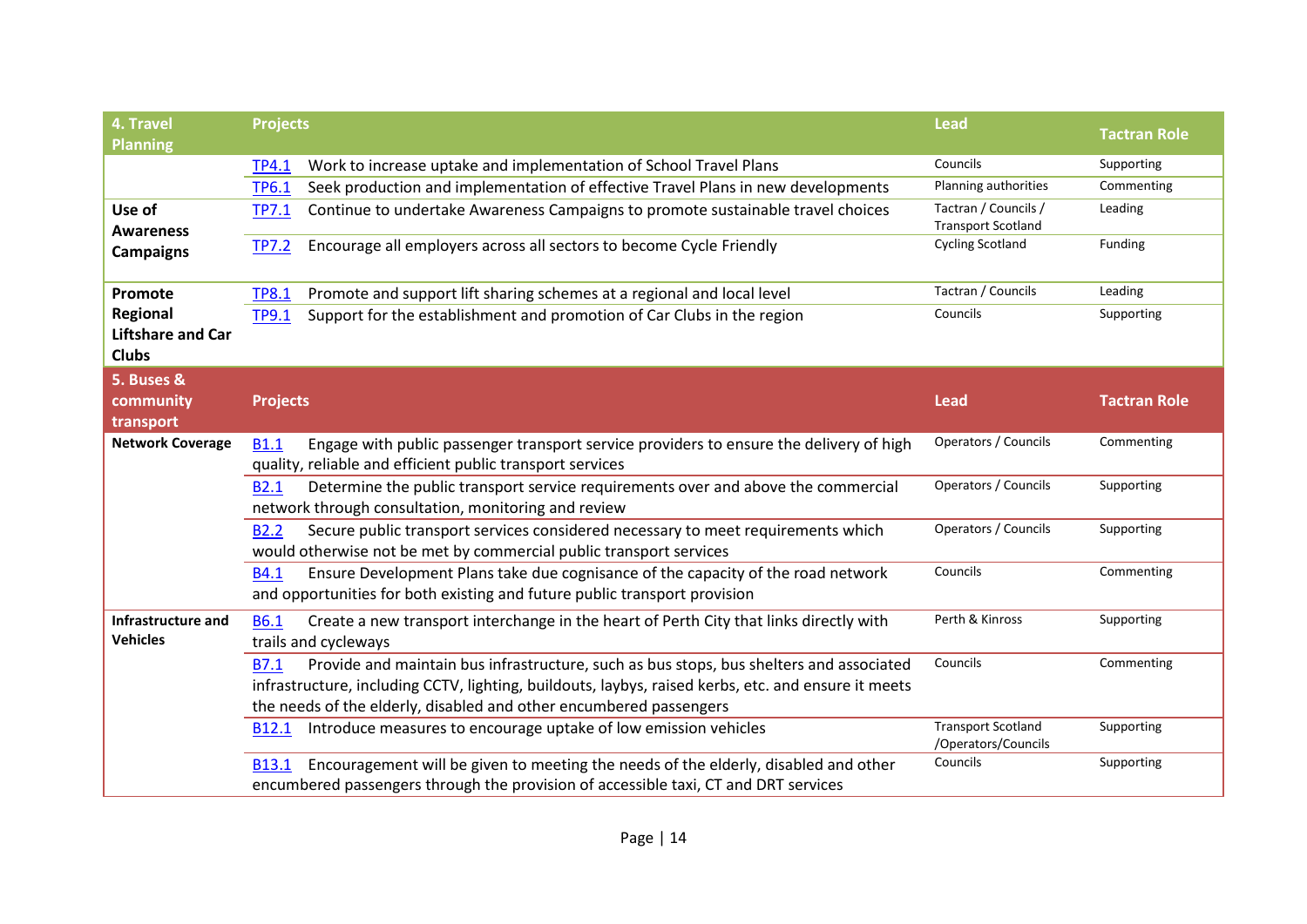| 4. Travel Planning | Projects | Lead | Tactran Role |
|---|---|---|---|
| | TP4.1 Work to increase uptake and implementation of School Travel Plans | Councils | Supporting |
| | TP6.1 Seek production and implementation of effective Travel Plans in new developments | Planning authorities | Commenting |
| **Use of Awareness Campaigns** | TP7.1 Continue to undertake Awareness Campaigns to promote sustainable travel choices | Tactran / Councils / Transport Scotland | Leading |
| | TP7.2 Encourage all employers across all sectors to become Cycle Friendly | Cycling Scotland | Funding |
| **Promote Regional Liftshare and Car Clubs** | TP8.1 Promote and support lift sharing schemes at a regional and local level | Tactran / Councils | Leading |
| | TP9.1 Support for the establishment and promotion of Car Clubs in the region | Councils | Supporting |

| 5. Buses & community transport | Projects | Lead | Tactran Role |
|---|---|---|---|
| **Network Coverage** | B1.1 Engage with public passenger transport service providers to ensure the delivery of high quality, reliable and efficient public transport services | Operators / Councils | Commenting |
| | B2.1 Determine the public transport service requirements over and above the commercial network through consultation, monitoring and review | Operators / Councils | Supporting |
| | B2.2 Secure public transport services considered necessary to meet requirements which would otherwise not be met by commercial public transport services | Operators / Councils | Supporting |
| | B4.1 Ensure Development Plans take due cognisance of the capacity of the road network and opportunities for both existing and future public transport provision | Councils | Commenting |
| **Infrastructure and Vehicles** | B6.1 Create a new transport interchange in the heart of Perth City that links directly with trails and cycleways | Perth & Kinross | Supporting |
| | B7.1 Provide and maintain bus infrastructure, such as bus stops, bus shelters and associated infrastructure, including CCTV, lighting, buildouts, laybys, raised kerbs, etc. and ensure it meets the needs of the elderly, disabled and other encumbered passengers | Councils | Commenting |
| | B12.1 Introduce measures to encourage uptake of low emission vehicles | Transport Scotland /Operators/Councils | Supporting |
| | B13.1 Encouragement will be given to meeting the needs of the elderly, disabled and other encumbered passengers through the provision of accessible taxi, CT and DRT services | Councils | Supporting |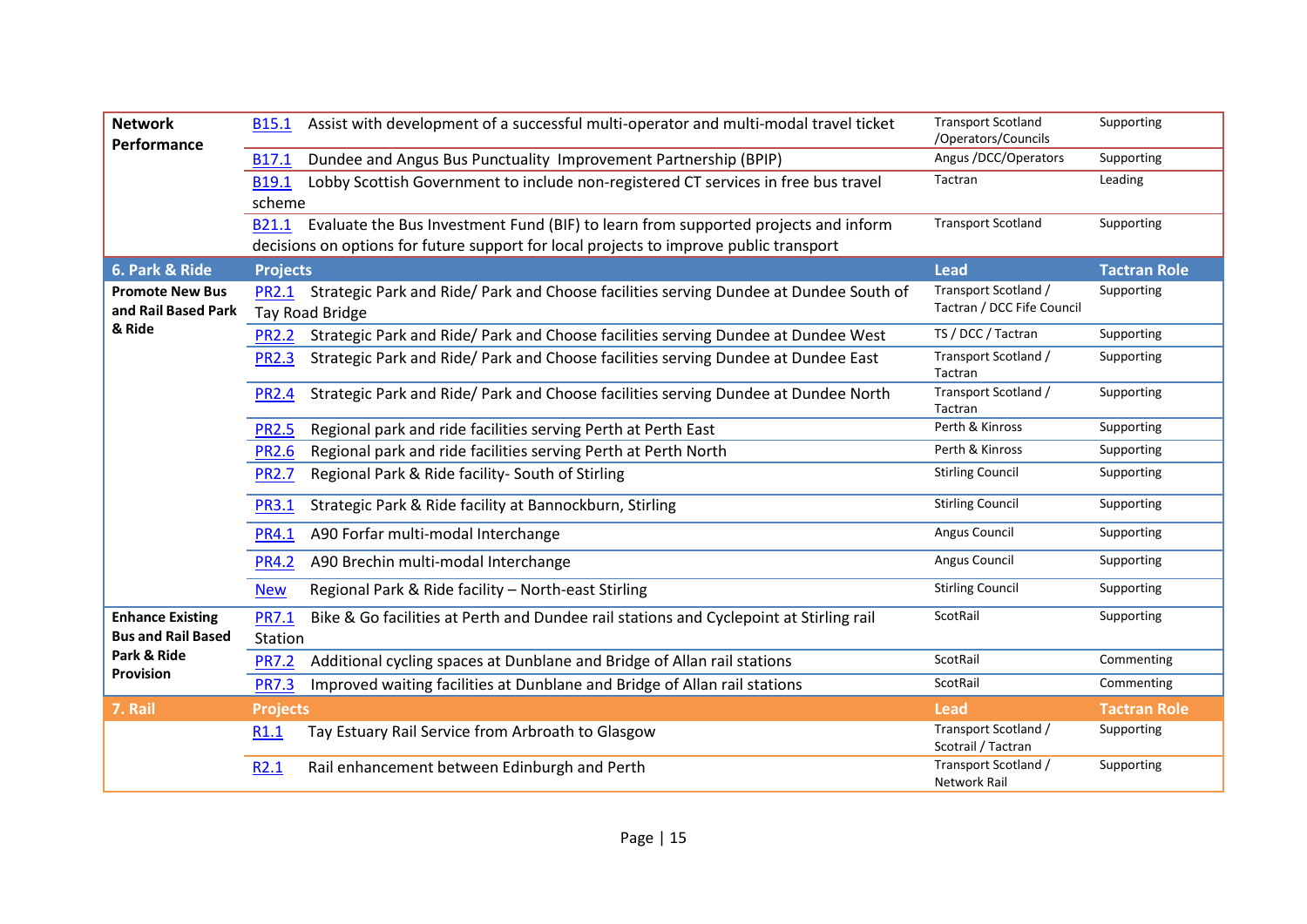| Network Performance | Projects | Lead | Tactran Role |
|---|---|---|---|
| Network Performance | B15.1 Assist with development of a successful multi-operator and multi-modal travel ticket | Transport Scotland /Operators/Councils | Supporting |
| | B17.1 Dundee and Angus Bus Punctuality Improvement Partnership (BPIP) | Angus /DCC/Operators | Supporting |
| | B19.1 Lobby Scottish Government to include non-registered CT services in free bus travel scheme | Tactran | Leading |
| | B21.1 Evaluate the Bus Investment Fund (BIF) to learn from supported projects and inform decisions on options for future support for local projects to improve public transport | Transport Scotland | Supporting |
| **6. Park & Ride** | **Projects** | **Lead** | **Tactran Role** |
| Promote New Bus and Rail Based Park & Ride | PR2.1 Strategic Park and Ride/ Park and Choose facilities serving Dundee at Dundee South of Tay Road Bridge | Transport Scotland / Tactran / DCC Fife Council | Supporting |
| | PR2.2 Strategic Park and Ride/ Park and Choose facilities serving Dundee at Dundee West | TS / DCC / Tactran | Supporting |
| | PR2.3 Strategic Park and Ride/ Park and Choose facilities serving Dundee at Dundee East | Transport Scotland / Tactran | Supporting |
| | PR2.4 Strategic Park and Ride/ Park and Choose facilities serving Dundee at Dundee North | Transport Scotland / Tactran | Supporting |
| | PR2.5 Regional park and ride facilities serving Perth at Perth East | Perth & Kinross | Supporting |
| | PR2.6 Regional park and ride facilities serving Perth at Perth North | Perth & Kinross | Supporting |
| | PR2.7 Regional Park & Ride facility- South of Stirling | Stirling Council | Supporting |
| | PR3.1 Strategic Park & Ride facility at Bannockburn, Stirling | Stirling Council | Supporting |
| | PR4.1 A90 Forfar multi-modal Interchange | Angus Council | Supporting |
| | PR4.2 A90 Brechin multi-modal Interchange | Angus Council | Supporting |
| | New Regional Park & Ride facility – North-east Stirling | Stirling Council | Supporting |
| Enhance Existing Bus and Rail Based Park & Ride Provision | PR7.1 Bike & Go facilities at Perth and Dundee rail stations and Cyclepoint at Stirling rail Station | ScotRail | Supporting |
| | PR7.2 Additional cycling spaces at Dunblane and Bridge of Allan rail stations | ScotRail | Commenting |
| | PR7.3 Improved waiting facilities at Dunblane and Bridge of Allan rail stations | ScotRail | Commenting |
| **7. Rail** | **Projects** | **Lead** | **Tactran Role** |
| | R1.1 Tay Estuary Rail Service from Arbroath to Glasgow | Transport Scotland / Scotrail / Tactran | Supporting |
| | R2.1 Rail enhancement between Edinburgh and Perth | Transport Scotland / Network Rail | Supporting |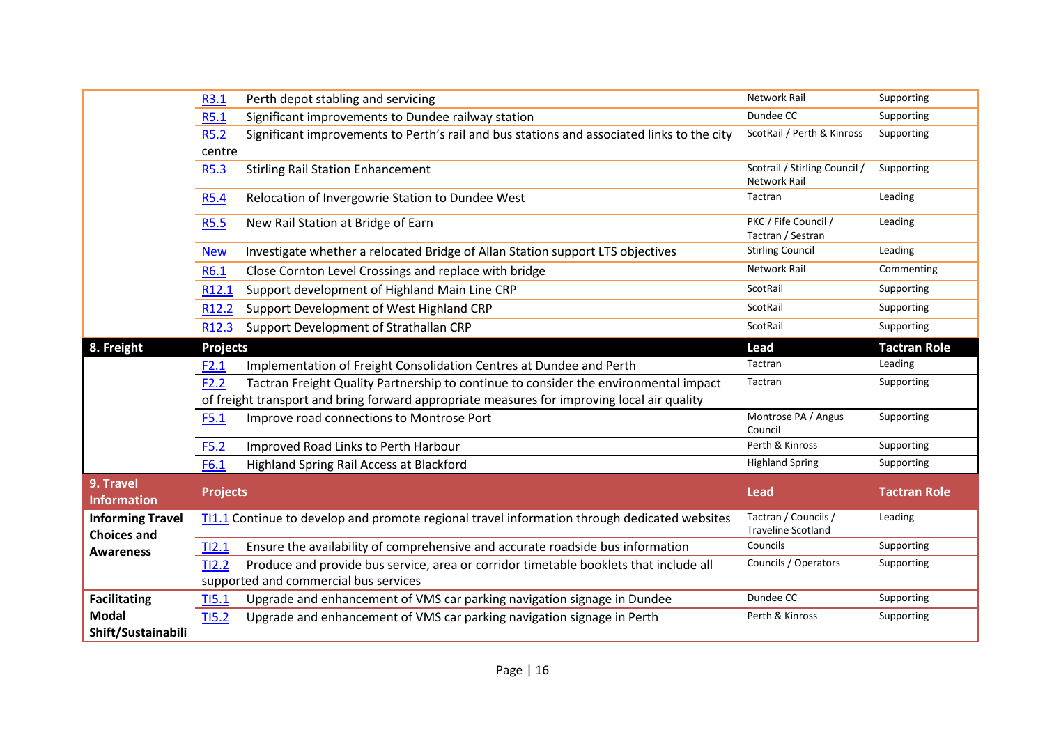| | Projects | Lead | Tactran Role |
|---|---|---|---|
| | R3.1 Perth depot stabling and servicing | Network Rail | Supporting |
| | R5.1 Significant improvements to Dundee railway station | Dundee CC | Supporting |
| | R5.2 Significant improvements to Perth's rail and bus stations and associated links to the city centre | ScotRail / Perth & Kinross | Supporting |
| | R5.3 Stirling Rail Station Enhancement | Scotrail / Stirling Council / Network Rail | Supporting |
| | R5.4 Relocation of Invergowrie Station to Dundee West | Tactran | Leading |
| | R5.5 New Rail Station at Bridge of Earn | PKC / Fife Council / Tactran / Sestran | Leading |
| | New Investigate whether a relocated Bridge of Allan Station support LTS objectives | Stirling Council | Leading |
| | R6.1 Close Cornton Level Crossings and replace with bridge | Network Rail | Commenting |
| | R12.1 Support development of Highland Main Line CRP | ScotRail | Supporting |
| | R12.2 Support Development of West Highland CRP | ScotRail | Supporting |
| | R12.3 Support Development of Strathallan CRP | ScotRail | Supporting |
| **8. Freight** | **Projects** | **Lead** | **Tactran Role** |
| | F2.1 Implementation of Freight Consolidation Centres at Dundee and Perth | Tactran | Leading |
| | F2.2 Tactran Freight Quality Partnership to continue to consider the environmental impact of freight transport and bring forward appropriate measures for improving local air quality | Tactran | Supporting |
| | F5.1 Improve road connections to Montrose Port | Montrose PA / Angus Council | Supporting |
| | F5.2 Improved Road Links to Perth Harbour | Perth & Kinross | Supporting |
| | F6.1 Highland Spring Rail Access at Blackford | Highland Spring | Supporting |
| **9. Travel Information** | **Projects** | **Lead** | **Tactran Role** |
| **Informing Travel Choices and Awareness** | TI1.1 Continue to develop and promote regional travel information through dedicated websites | Tactran / Councils / Traveline Scotland | Leading |
| | TI2.1 Ensure the availability of comprehensive and accurate roadside bus information | Councils | Supporting |
| | TI2.2 Produce and provide bus service, area or corridor timetable booklets that include all supported and commercial bus services | Councils / Operators | Supporting |
| **Facilitating Modal Shift/Sustainabili** | TI5.1 Upgrade and enhancement of VMS car parking navigation signage in Dundee | Dundee CC | Supporting |
| | TI5.2 Upgrade and enhancement of VMS car parking navigation signage in Perth | Perth & Kinross | Supporting |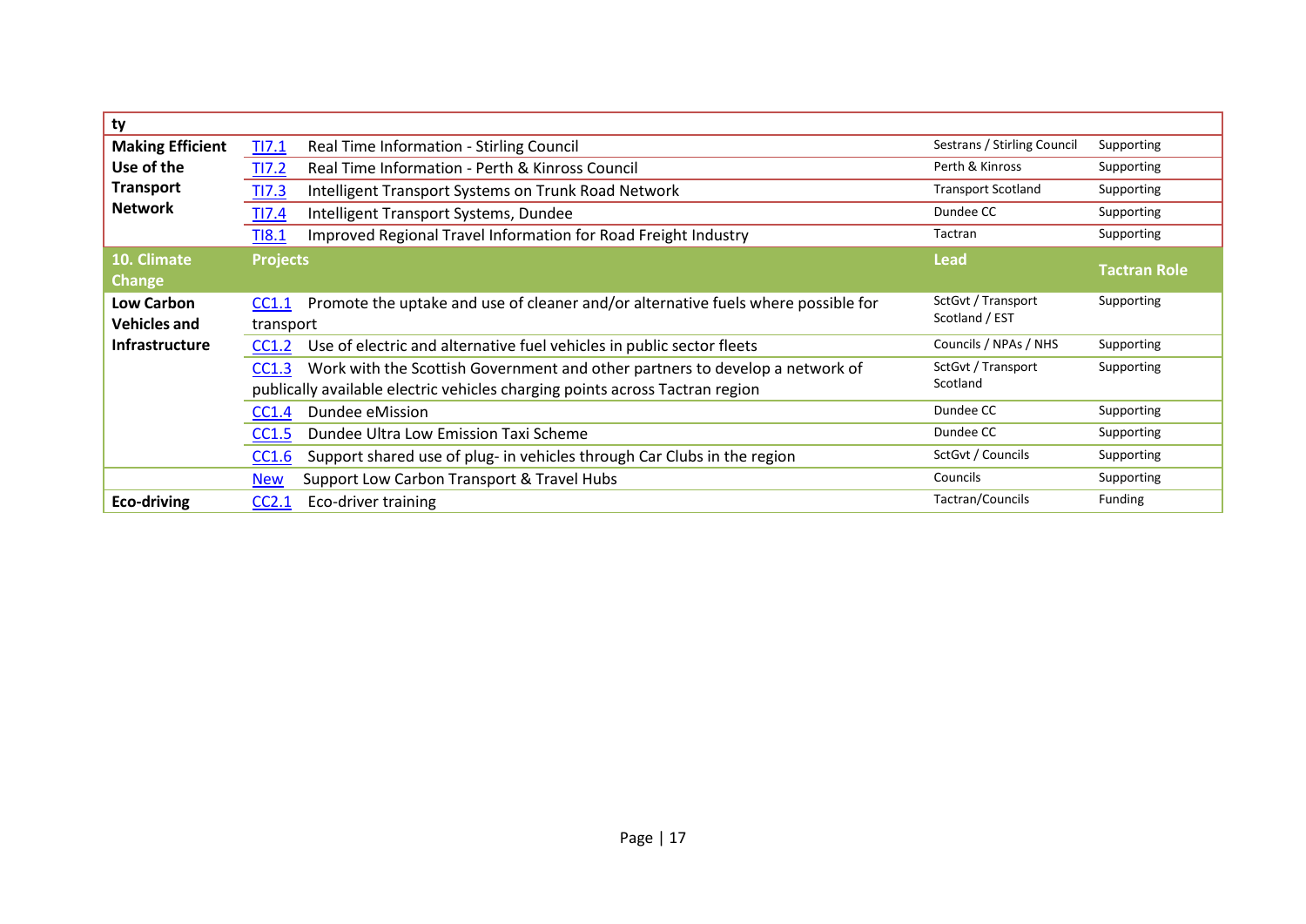| ty | | | |
|---|---|---|---|
| **Making Efficient Use of the Transport Network** | TI7.1 Real Time Information - Stirling Council | Sestrans / Stirling Council | Supporting |
| | TI7.2 Real Time Information - Perth & Kinross Council | Perth & Kinross | Supporting |
| | TI7.3 Intelligent Transport Systems on Trunk Road Network | Transport Scotland | Supporting |
| | TI7.4 Intelligent Transport Systems, Dundee | Dundee CC | Supporting |
| | TI8.1 Improved Regional Travel Information for Road Freight Industry | Tactran | Supporting |
| **10. Climate Change** | **Projects** | **Lead** | **Tactran Role** |
| **Low Carbon Vehicles and Infrastructure** | CC1.1 Promote the uptake and use of cleaner and/or alternative fuels where possible for transport | SctGvt / Transport Scotland / EST | Supporting |
| | CC1.2 Use of electric and alternative fuel vehicles in public sector fleets | Councils / NPAs / NHS | Supporting |
| | CC1.3 Work with the Scottish Government and other partners to develop a network of publically available electric vehicles charging points across Tactran region | SctGvt / Transport Scotland | Supporting |
| | CC1.4 Dundee eMission | Dundee CC | Supporting |
| | CC1.5 Dundee Ultra Low Emission Taxi Scheme | Dundee CC | Supporting |
| | CC1.6 Support shared use of plug- in vehicles through Car Clubs in the region | SctGvt / Councils | Supporting |
| | New Support Low Carbon Transport & Travel Hubs | Councils | Supporting |
| **Eco-driving** | CC2.1 Eco-driver training | Tactran/Councils | Funding |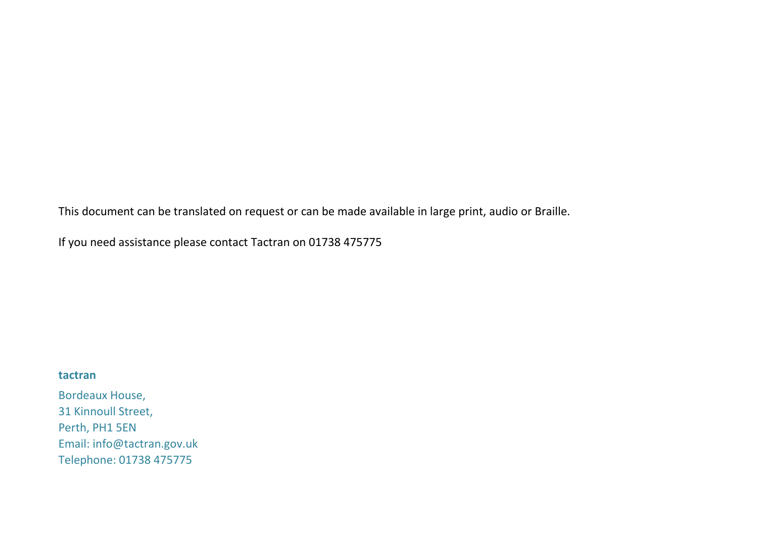This document can be translated on request or can be made available in large print, audio or Braille.

If you need assistance please contact Tactran on 01738 475775

**tactran**

Bordeaux House,
31 Kinnoull Street,
Perth, PH1 5EN
Email: info@tactran.gov.uk
Telephone: 01738 475775